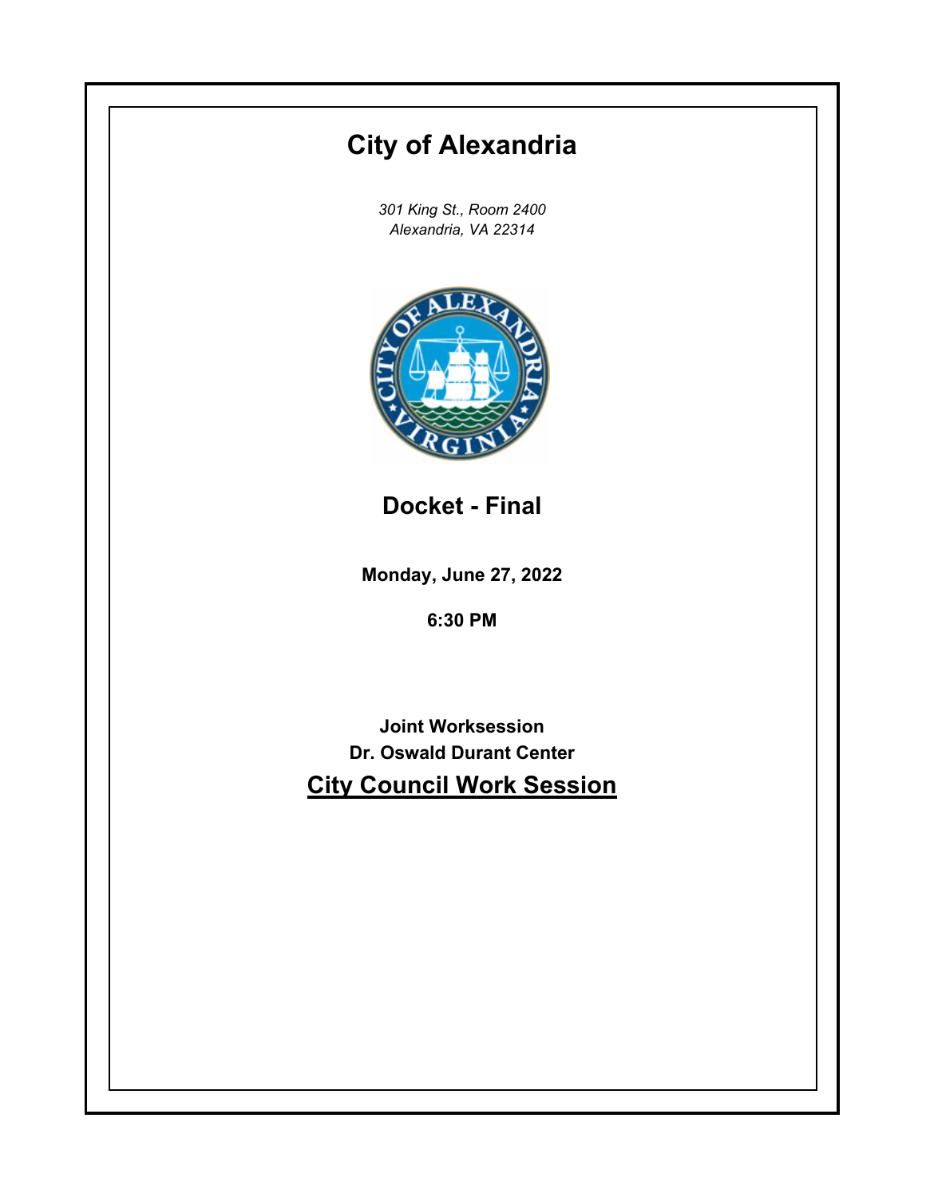# City of Alexandria

*301 King St., Room 2400*
*Alexandria, VA 22314*

## Docket - Final

**Monday, June 27, 2022**

**6:30 PM**

**Joint Worksession**
**Dr. Oswald Durant Center**

## City Council Work Session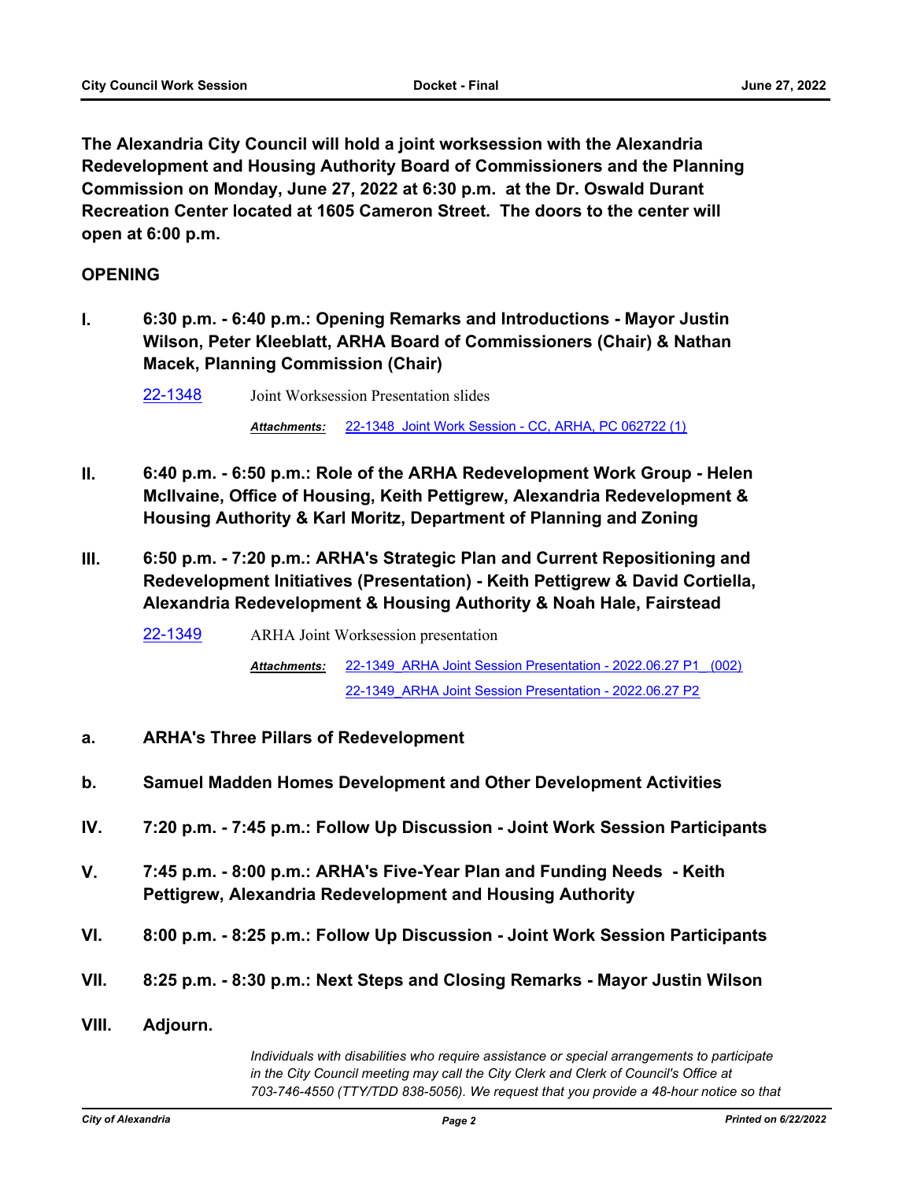**The Alexandria City Council will hold a joint worksession with the Alexandria Redevelopment and Housing Authority Board of Commissioners and the Planning Commission on Monday, June 27, 2022 at 6:30 p.m. at the Dr. Oswald Durant Recreation Center located at 1605 Cameron Street. The doors to the center will open at 6:00 p.m.**

## OPENING

**I. 6:30 p.m. - 6:40 p.m.: Opening Remarks and Introductions - Mayor Justin Wilson, Peter Kleeblatt, ARHA Board of Commissioners (Chair) & Nathan Macek, Planning Commission (Chair)**

22-1348 Joint Worksession Presentation slides

***Attachments:*** 22-1348 Joint Work Session - CC, ARHA, PC 062722 (1)

**II. 6:40 p.m. - 6:50 p.m.: Role of the ARHA Redevelopment Work Group - Helen McIlvaine, Office of Housing, Keith Pettigrew, Alexandria Redevelopment & Housing Authority & Karl Moritz, Department of Planning and Zoning**

**III. 6:50 p.m. - 7:20 p.m.: ARHA's Strategic Plan and Current Repositioning and Redevelopment Initiatives (Presentation) - Keith Pettigrew & David Cortiella, Alexandria Redevelopment & Housing Authority & Noah Hale, Fairstead**

22-1349 ARHA Joint Worksession presentation

***Attachments:*** 22-1349_ARHA Joint Session Presentation - 2022.06.27 P1_ (002)
22-1349_ARHA Joint Session Presentation - 2022.06.27 P2

**a. ARHA's Three Pillars of Redevelopment**

**b. Samuel Madden Homes Development and Other Development Activities**

**IV. 7:20 p.m. - 7:45 p.m.: Follow Up Discussion - Joint Work Session Participants**

**V. 7:45 p.m. - 8:00 p.m.: ARHA's Five-Year Plan and Funding Needs - Keith Pettigrew, Alexandria Redevelopment and Housing Authority**

**VI. 8:00 p.m. - 8:25 p.m.: Follow Up Discussion - Joint Work Session Participants**

**VII. 8:25 p.m. - 8:30 p.m.: Next Steps and Closing Remarks - Mayor Justin Wilson**

**VIII. Adjourn.**

*Individuals with disabilities who require assistance or special arrangements to participate in the City Council meeting may call the City Clerk and Clerk of Council's Office at 703-746-4550 (TTY/TDD 838-5056). We request that you provide a 48-hour notice so that*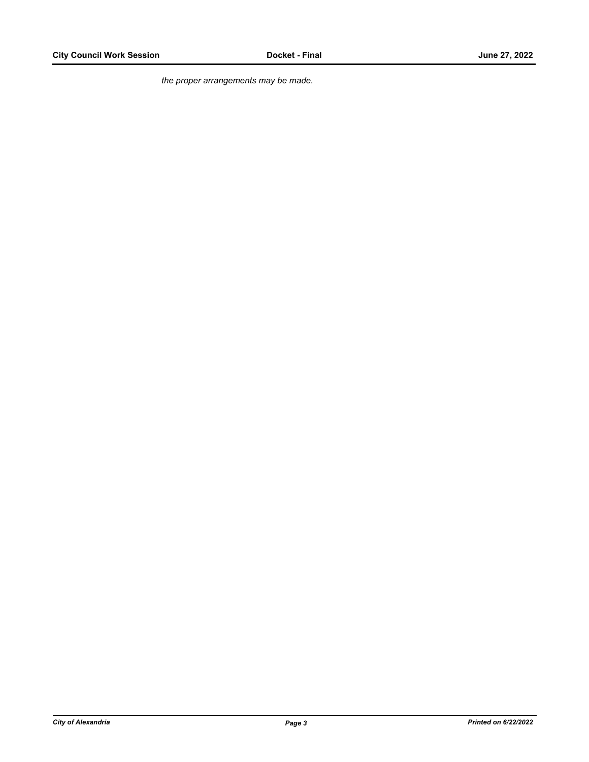*the proper arrangements may be made.*